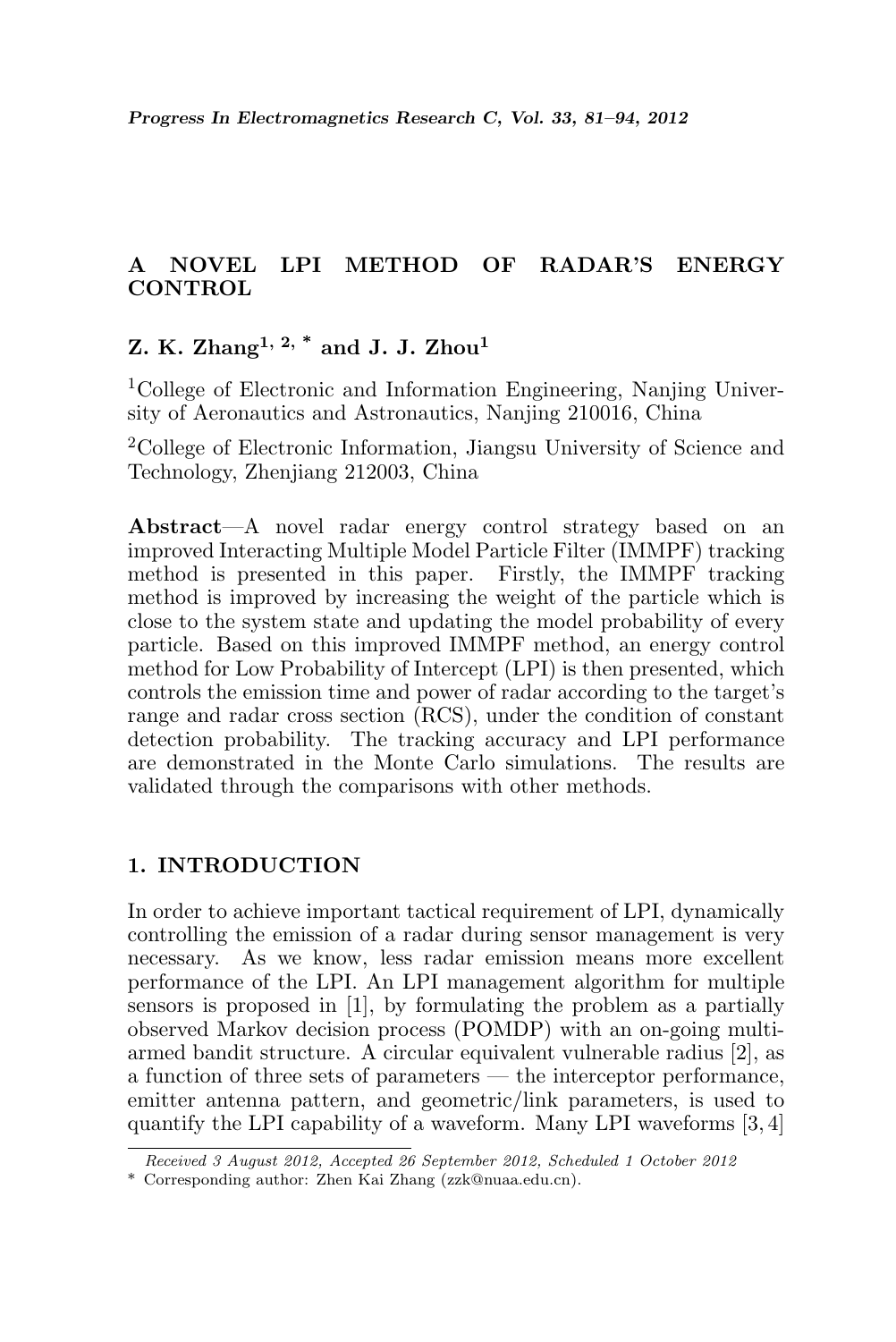# A NOVEL LPI METHOD OF RADAR'S ENERGY CONTROL

**Z. K. Zhang[1, 2, *] and J. J. Zhou[1]**

[1]College of Electronic and Information Engineering, Nanjing University of Aeronautics and Astronautics, Nanjing 210016, China

[2]College of Electronic Information, Jiangsu University of Science and Technology, Zhenjiang 212003, China

**Abstract**—A novel radar energy control strategy based on an improved Interacting Multiple Model Particle Filter (IMMPF) tracking method is presented in this paper. Firstly, the IMMPF tracking method is improved by increasing the weight of the particle which is close to the system state and updating the model probability of every particle. Based on this improved IMMPF method, an energy control method for Low Probability of Intercept (LPI) is then presented, which controls the emission time and power of radar according to the target's range and radar cross section (RCS), under the condition of constant detection probability. The tracking accuracy and LPI performance are demonstrated in the Monte Carlo simulations. The results are validated through the comparisons with other methods.

## 1. INTRODUCTION

In order to achieve important tactical requirement of LPI, dynamically controlling the emission of a radar during sensor management is very necessary. As we know, less radar emission means more excellent performance of the LPI. An LPI management algorithm for multiple sensors is proposed in [1], by formulating the problem as a partially observed Markov decision process (POMDP) with an on-going multi-armed bandit structure. A circular equivalent vulnerable radius [2], as a function of three sets of parameters — the interceptor performance, emitter antenna pattern, and geometric/link parameters, is used to quantify the LPI capability of a waveform. Many LPI waveforms [3, 4]

*Received 3 August 2012, Accepted 26 September 2012, Scheduled 1 October 2012*

\* Corresponding author: Zhen Kai Zhang (zzk@nuaa.edu.cn).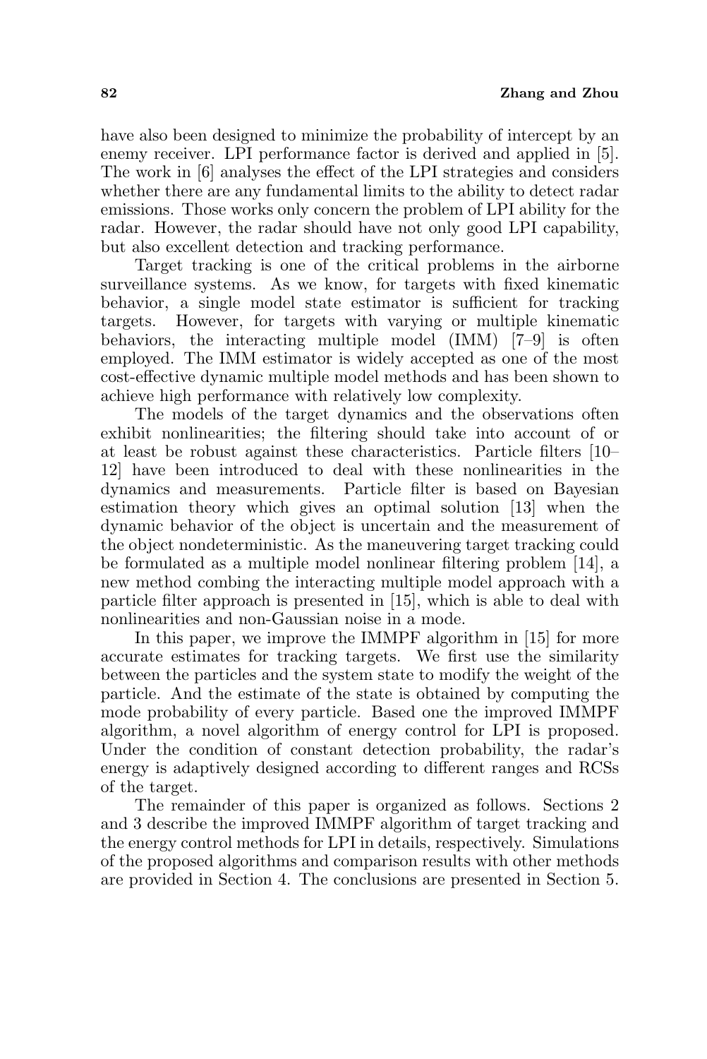have also been designed to minimize the probability of intercept by an enemy receiver. LPI performance factor is derived and applied in [5]. The work in [6] analyses the effect of the LPI strategies and considers whether there are any fundamental limits to the ability to detect radar emissions. Those works only concern the problem of LPI ability for the radar. However, the radar should have not only good LPI capability, but also excellent detection and tracking performance.

Target tracking is one of the critical problems in the airborne surveillance systems. As we know, for targets with fixed kinematic behavior, a single model state estimator is sufficient for tracking targets. However, for targets with varying or multiple kinematic behaviors, the interacting multiple model (IMM) [7–9] is often employed. The IMM estimator is widely accepted as one of the most cost-effective dynamic multiple model methods and has been shown to achieve high performance with relatively low complexity.

The models of the target dynamics and the observations often exhibit nonlinearities; the filtering should take into account of or at least be robust against these characteristics. Particle filters [10–12] have been introduced to deal with these nonlinearities in the dynamics and measurements. Particle filter is based on Bayesian estimation theory which gives an optimal solution [13] when the dynamic behavior of the object is uncertain and the measurement of the object nondeterministic. As the maneuvering target tracking could be formulated as a multiple model nonlinear filtering problem [14], a new method combing the interacting multiple model approach with a particle filter approach is presented in [15], which is able to deal with nonlinearities and non-Gaussian noise in a mode.

In this paper, we improve the IMMPF algorithm in [15] for more accurate estimates for tracking targets. We first use the similarity between the particles and the system state to modify the weight of the particle. And the estimate of the state is obtained by computing the mode probability of every particle. Based one the improved IMMPF algorithm, a novel algorithm of energy control for LPI is proposed. Under the condition of constant detection probability, the radar's energy is adaptively designed according to different ranges and RCSs of the target.

The remainder of this paper is organized as follows. Sections 2 and 3 describe the improved IMMPF algorithm of target tracking and the energy control methods for LPI in details, respectively. Simulations of the proposed algorithms and comparison results with other methods are provided in Section 4. The conclusions are presented in Section 5.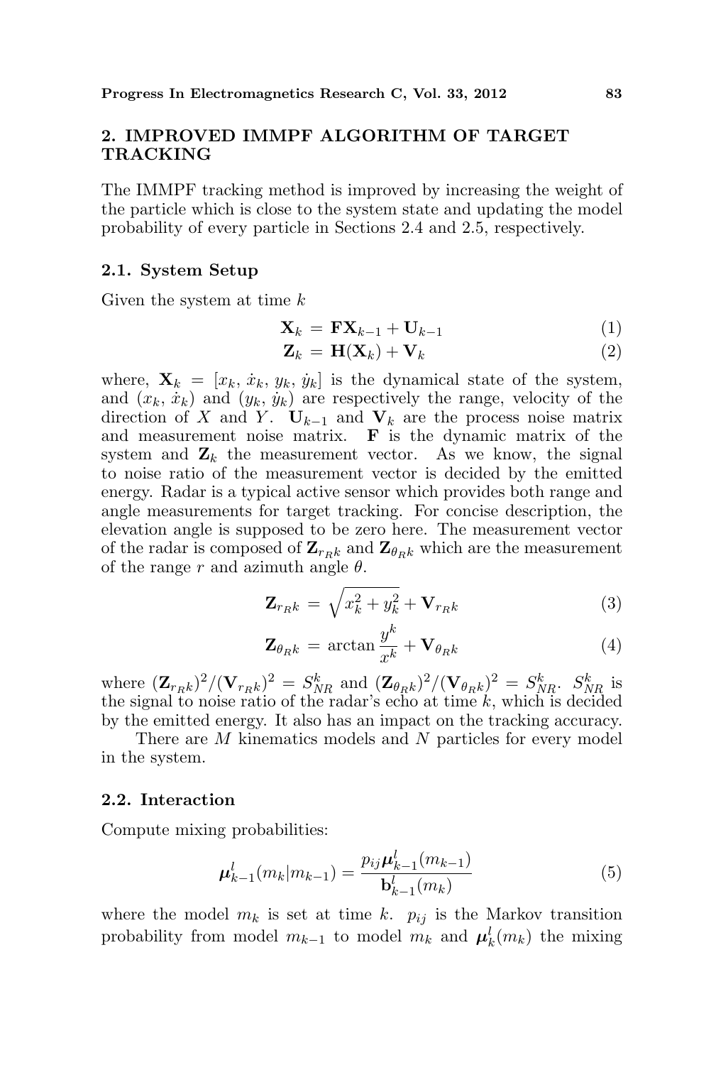## 2. IMPROVED IMMPF ALGORITHM OF TARGET TRACKING

The IMMPF tracking method is improved by increasing the weight of the particle which is close to the system state and updating the model probability of every particle in Sections 2.4 and 2.5, respectively.

### 2.1. System Setup

Given the system at time $k$

$$\mathbf{X}_k = \mathbf{F}\mathbf{X}_{k-1} + \mathbf{U}_{k-1} \tag{1}$$

$$\mathbf{Z}_k = \mathbf{H}(\mathbf{X}_k) + \mathbf{V}_k \tag{2}$$

where, $\mathbf{X}_k = [x_k, \dot{x}_k, y_k, \dot{y}_k]$ is the dynamical state of the system, and $(x_k, \dot{x}_k)$ and $(y_k, \dot{y}_k)$ are respectively the range, velocity of the direction of $X$ and $Y$. $\mathbf{U}_{k-1}$ and $\mathbf{V}_k$ are the process noise matrix and measurement noise matrix. $\mathbf{F}$ is the dynamic matrix of the system and $\mathbf{Z}_k$ the measurement vector. As we know, the signal to noise ratio of the measurement vector is decided by the emitted energy. Radar is a typical active sensor which provides both range and angle measurements for target tracking. For concise description, the elevation angle is supposed to be zero here. The measurement vector of the radar is composed of $\mathbf{Z}_{r_R k}$ and $\mathbf{Z}_{\theta_R k}$ which are the measurement of the range $r$ and azimuth angle $\theta$.

$$\mathbf{Z}_{r_R k} = \sqrt{x_k^2 + y_k^2} + \mathbf{V}_{r_R k} \tag{3}$$

$$\mathbf{Z}_{\theta_R k} = \arctan\frac{y^k}{x^k} + \mathbf{V}_{\theta_R k} \tag{4}$$

where $(\mathbf{Z}_{r_R k})^2/(\mathbf{V}_{r_R k})^2 = S_{NR}^k$ and $(\mathbf{Z}_{\theta_R k})^2/(\mathbf{V}_{\theta_R k})^2 = S_{NR}^k$. $S_{NR}^k$ is the signal to noise ratio of the radar's echo at time $k$, which is decided by the emitted energy. It also has an impact on the tracking accuracy.

There are $M$ kinematics models and $N$ particles for every model in the system.

### 2.2. Interaction

Compute mixing probabilities:

$$\boldsymbol{\mu}_{k-1}^l(m_k|m_{k-1}) = \frac{p_{ij}\boldsymbol{\mu}_{k-1}^l(m_{k-1})}{\mathbf{b}_{k-1}^l(m_k)} \tag{5}$$

where the model $m_k$ is set at time $k$. $p_{ij}$ is the Markov transition probability from model $m_{k-1}$ to model $m_k$ and $\boldsymbol{\mu}_k^l(m_k)$ the mixing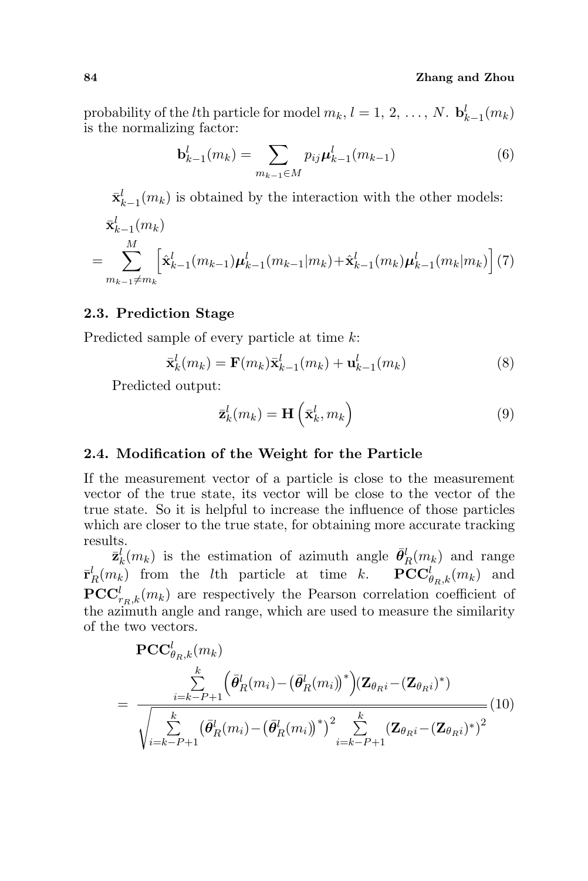probability of the $l$th particle for model $m_k$, $l = 1, 2, \ldots, N$. $\mathbf{b}_{k-1}^l(m_k)$ is the normalizing factor:

$$\mathbf{b}_{k-1}^l(m_k) = \sum_{m_{k-1} \in M} p_{ij} \boldsymbol{\mu}_{k-1}^l(m_{k-1}) \tag{6}$$

$\bar{\mathbf{x}}_{k-1}^l(m_k)$ is obtained by the interaction with the other models:

$$\bar{\mathbf{x}}_{k-1}^l(m_k) = \sum_{m_{k-1} \neq m_k}^{M} \left[ \hat{\mathbf{x}}_{k-1}^l(m_{k-1}) \boldsymbol{\mu}_{k-1}^l(m_{k-1}|m_k) + \hat{\mathbf{x}}_{k-1}^l(m_k) \boldsymbol{\mu}_{k-1}^l(m_k|m_k) \right] \tag{7}$$

### 2.3. Prediction Stage

Predicted sample of every particle at time $k$:

$$\bar{\mathbf{x}}_k^l(m_k) = \mathbf{F}(m_k) \bar{\mathbf{x}}_{k-1}^l(m_k) + \mathbf{u}_{k-1}^l(m_k) \tag{8}$$

Predicted output:

$$\bar{\mathbf{z}}_k^l(m_k) = \mathbf{H}\left(\bar{\mathbf{x}}_k^l, m_k\right) \tag{9}$$

### 2.4. Modification of the Weight for the Particle

If the measurement vector of a particle is close to the measurement vector of the true state, its vector will be close to the vector of the true state. So it is helpful to increase the influence of those particles which are closer to the true state, for obtaining more accurate tracking results.

$\bar{\mathbf{z}}_k^l(m_k)$ is the estimation of azimuth angle $\bar{\boldsymbol{\theta}}_R^l(m_k)$ and range $\bar{\mathbf{r}}_R^l(m_k)$ from the $l$th particle at time $k$. $\mathbf{PCC}_{\theta_R,k}^l(m_k)$ and $\mathbf{PCC}_{r_R,k}^l(m_k)$ are respectively the Pearson correlation coefficient of the azimuth angle and range, which are used to measure the similarity of the two vectors.

$$\mathbf{PCC}_{\theta_R,k}^l(m_k) = \frac{\sum\limits_{i=k-P+1}^{k} \left( \bar{\boldsymbol{\theta}}_R^l(m_i) - \left( \bar{\boldsymbol{\theta}}_R^l(m_i) \right)^* \right) (\mathbf{Z}_{\theta_R i} - (\mathbf{Z}_{\theta_R i})^*)}{\sqrt{\sum\limits_{i=k-P+1}^{k} \left( \bar{\boldsymbol{\theta}}_R^l(m_i) - \left( \bar{\boldsymbol{\theta}}_R^l(m_i) \right)^* \right)^2 \sum\limits_{i=k-P+1}^{k} \left( \mathbf{Z}_{\theta_R i} - (\mathbf{Z}_{\theta_R i})^* \right)^2}} \tag{10}$$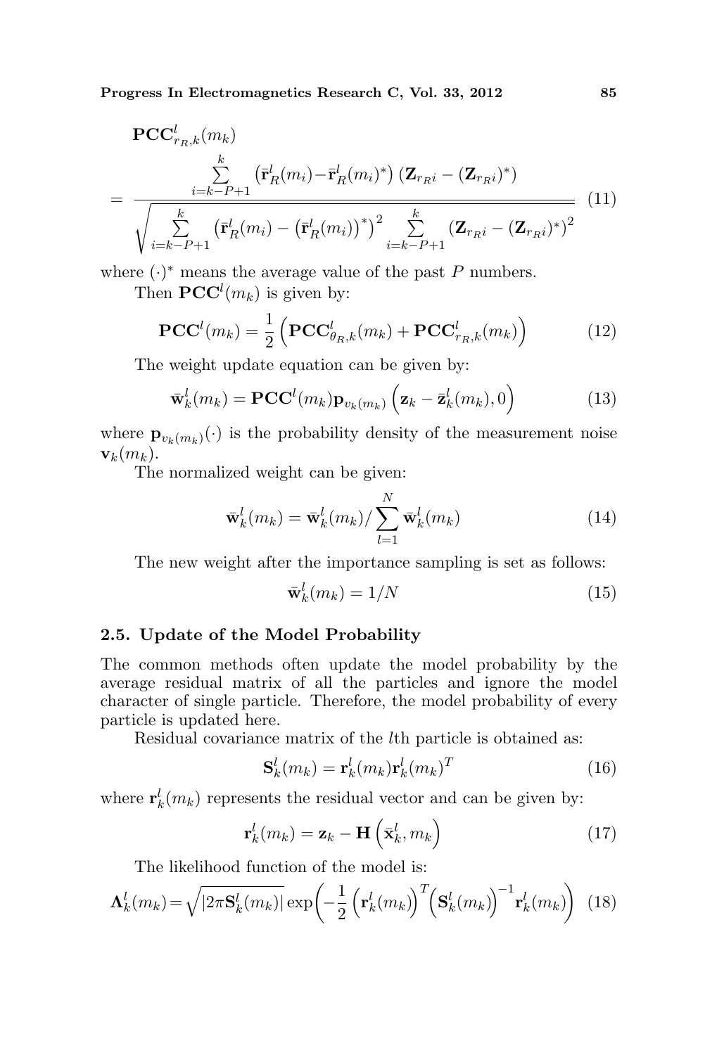$$\mathbf{PCC}^l_{r_R,k}(m_k) = \frac{\sum\limits_{i=k-P+1}^{k} \left(\bar{\mathbf{r}}^l_R(m_i) - \bar{\mathbf{r}}^l_R(m_i)^*\right)\left(\mathbf{Z}_{r_R i} - (\mathbf{Z}_{r_R i})^*\right)}{\sqrt{\sum\limits_{i=k-P+1}^{k} \left(\bar{\mathbf{r}}^l_R(m_i) - \left(\bar{\mathbf{r}}^l_R(m_i)\right)^*\right)^2 \sum\limits_{i=k-P+1}^{k} \left(\mathbf{Z}_{r_R i} - (\mathbf{Z}_{r_R i})^*\right)^2}} \quad (11)$$

where $(\cdot)^*$ means the average value of the past $P$ numbers.

Then $\mathbf{PCC}^l(m_k)$ is given by:

$$\mathbf{PCC}^l(m_k) = \frac{1}{2}\left(\mathbf{PCC}^l_{\theta_R,k}(m_k) + \mathbf{PCC}^l_{r_R,k}(m_k)\right) \quad (12)$$

The weight update equation can be given by:

$$\bar{\mathbf{w}}^l_k(m_k) = \mathbf{PCC}^l(m_k)\mathbf{p}_{v_k(m_k)}\left(\mathbf{z}_k - \bar{\mathbf{z}}^l_k(m_k), 0\right) \quad (13)$$

where $\mathbf{p}_{v_k(m_k)}(\cdot)$ is the probability density of the measurement noise $\mathbf{v}_k(m_k)$.

The normalized weight can be given:

$$\bar{\mathbf{w}}^l_k(m_k) = \bar{\mathbf{w}}^l_k(m_k) / \sum_{l=1}^{N} \bar{\mathbf{w}}^l_k(m_k) \quad (14)$$

The new weight after the importance sampling is set as follows:

$$\bar{\mathbf{w}}^l_k(m_k) = 1/N \quad (15)$$

### 2.5. Update of the Model Probability

The common methods often update the model probability by the average residual matrix of all the particles and ignore the model character of single particle. Therefore, the model probability of every particle is updated here.

Residual covariance matrix of the $l$th particle is obtained as:

$$\mathbf{S}^l_k(m_k) = \mathbf{r}^l_k(m_k)\mathbf{r}^l_k(m_k)^T \quad (16)$$

where $\mathbf{r}^l_k(m_k)$ represents the residual vector and can be given by:

$$\mathbf{r}^l_k(m_k) = \mathbf{z}_k - \mathbf{H}\left(\bar{\mathbf{x}}^l_k, m_k\right) \quad (17)$$

The likelihood function of the model is:

$$\mathbf{\Lambda}^l_k(m_k) = \sqrt{\left|2\pi\mathbf{S}^l_k(m_k)\right|}\exp\left(-\frac{1}{2}\left(\mathbf{r}^l_k(m_k)\right)^T\left(\mathbf{S}^l_k(m_k)\right)^{-1}\mathbf{r}^l_k(m_k)\right) \quad (18)$$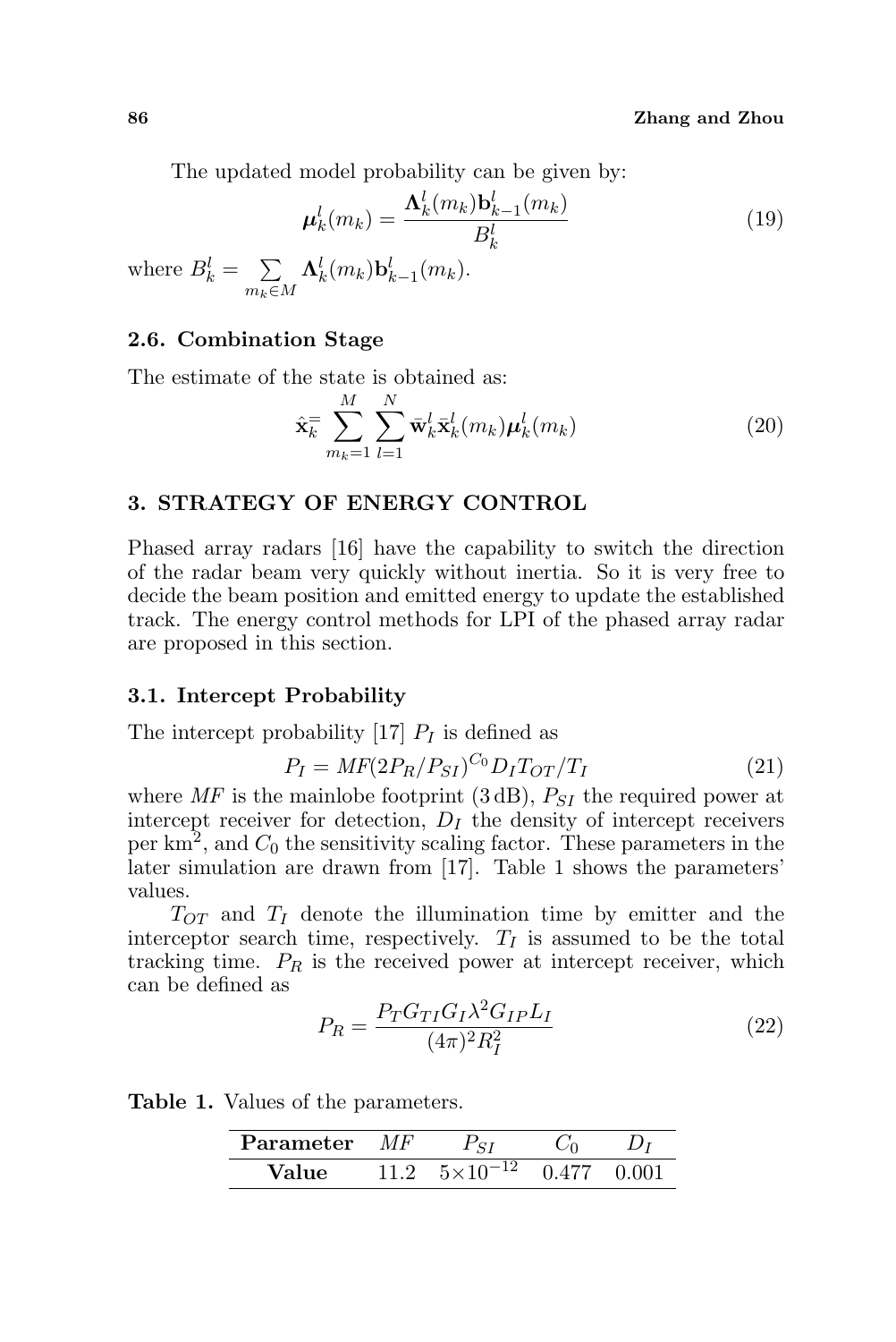The updated model probability can be given by:

$$\boldsymbol{\mu}_k^l(m_k) = \frac{\boldsymbol{\Lambda}_k^l(m_k)\mathbf{b}_{k-1}^l(m_k)}{B_k^l} \tag{19}$$

where $B_k^l = \sum_{m_k \in M} \boldsymbol{\Lambda}_k^l(m_k)\mathbf{b}_{k-1}^l(m_k)$.

### 2.6. Combination Stage

The estimate of the state is obtained as:

$$\hat{\mathbf{x}}_k = \sum_{m_k=1}^{M} \sum_{l=1}^{N} \bar{\mathbf{w}}_k^l \bar{\mathbf{x}}_k^l(m_k) \boldsymbol{\mu}_k^l(m_k) \tag{20}$$

## 3. STRATEGY OF ENERGY CONTROL

Phased array radars [16] have the capability to switch the direction of the radar beam very quickly without inertia. So it is very free to decide the beam position and emitted energy to update the established track. The energy control methods for LPI of the phased array radar are proposed in this section.

### 3.1. Intercept Probability

The intercept probability [17] $P_I$ is defined as

$$P_I = MF(2P_R/P_{SI})^{C_0} D_I T_{OT}/T_I \tag{21}$$

where $MF$ is the mainlobe footprint (3 dB), $P_{SI}$ the required power at intercept receiver for detection, $D_I$ the density of intercept receivers per km$^2$, and $C_0$ the sensitivity scaling factor. These parameters in the later simulation are drawn from [17]. Table 1 shows the parameters' values.

$T_{OT}$ and $T_I$ denote the illumination time by emitter and the interceptor search time, respectively. $T_I$ is assumed to be the total tracking time. $P_R$ is the received power at intercept receiver, which can be defined as

$$P_R = \frac{P_T G_{TI} G_I \lambda^2 G_{IP} L_I}{(4\pi)^2 R_I^2} \tag{22}$$

**Table 1.** Values of the parameters.

| **Parameter** | $MF$ | $P_{SI}$ | $C_0$ | $D_I$ |
|---|---|---|---|---|
| **Value** | 11.2 | $5\times10^{-12}$ | 0.477 | 0.001 |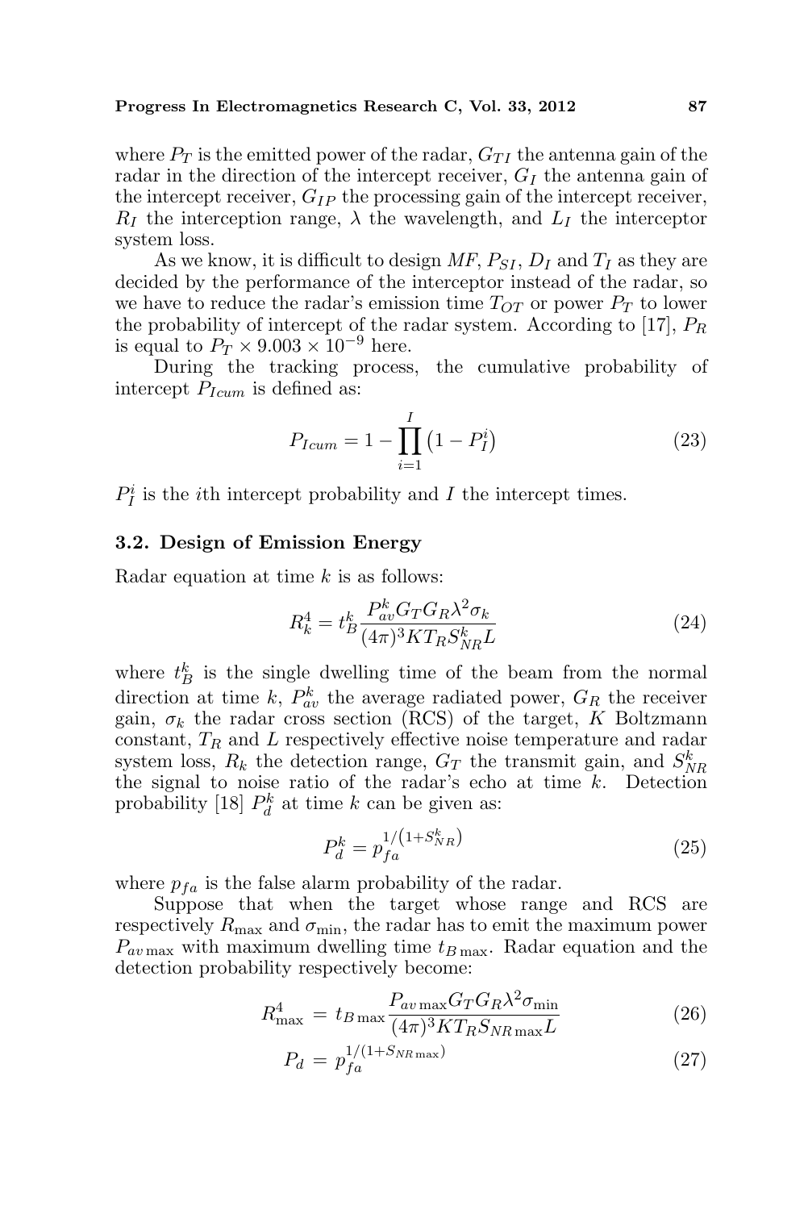where $P_T$ is the emitted power of the radar, $G_{TI}$ the antenna gain of the radar in the direction of the intercept receiver, $G_I$ the antenna gain of the intercept receiver, $G_{IP}$ the processing gain of the intercept receiver, $R_I$ the interception range, $\lambda$ the wavelength, and $L_I$ the interceptor system loss.

As we know, it is difficult to design $MF$, $P_{SI}$, $D_I$ and $T_I$ as they are decided by the performance of the interceptor instead of the radar, so we have to reduce the radar's emission time $T_{OT}$ or power $P_T$ to lower the probability of intercept of the radar system. According to [17], $P_R$ is equal to $P_T \times 9.003 \times 10^{-9}$ here.

During the tracking process, the cumulative probability of intercept $P_{Icum}$ is defined as:

$$P_{Icum} = 1 - \prod_{i=1}^{I} \left(1 - P_I^i\right) \tag{23}$$

$P_I^i$ is the $i$th intercept probability and $I$ the intercept times.

### 3.2. Design of Emission Energy

Radar equation at time $k$ is as follows:

$$R_k^4 = t_B^k \frac{P_{av}^k G_T G_R \lambda^2 \sigma_k}{(4\pi)^3 K T_R S_{NR}^k L} \tag{24}$$

where $t_B^k$ is the single dwelling time of the beam from the normal direction at time $k$, $P_{av}^k$ the average radiated power, $G_R$ the receiver gain, $\sigma_k$ the radar cross section (RCS) of the target, $K$ Boltzmann constant, $T_R$ and $L$ respectively effective noise temperature and radar system loss, $R_k$ the detection range, $G_T$ the transmit gain, and $S_{NR}^k$ the signal to noise ratio of the radar's echo at time $k$. Detection probability [18] $P_d^k$ at time $k$ can be given as:

$$P_d^k = p_{fa}^{1/\left(1+S_{NR}^k\right)} \tag{25}$$

where $p_{fa}$ is the false alarm probability of the radar.

Suppose that when the target whose range and RCS are respectively $R_{\max}$ and $\sigma_{\min}$, the radar has to emit the maximum power $P_{av\max}$ with maximum dwelling time $t_{B\max}$. Radar equation and the detection probability respectively become:

$$R_{\max}^4 = t_{B\max} \frac{P_{av\max} G_T G_R \lambda^2 \sigma_{\min}}{(4\pi)^3 K T_R S_{NR\max} L} \tag{26}$$

$$P_d = p_{fa}^{1/(1+S_{NR\max})} \tag{27}$$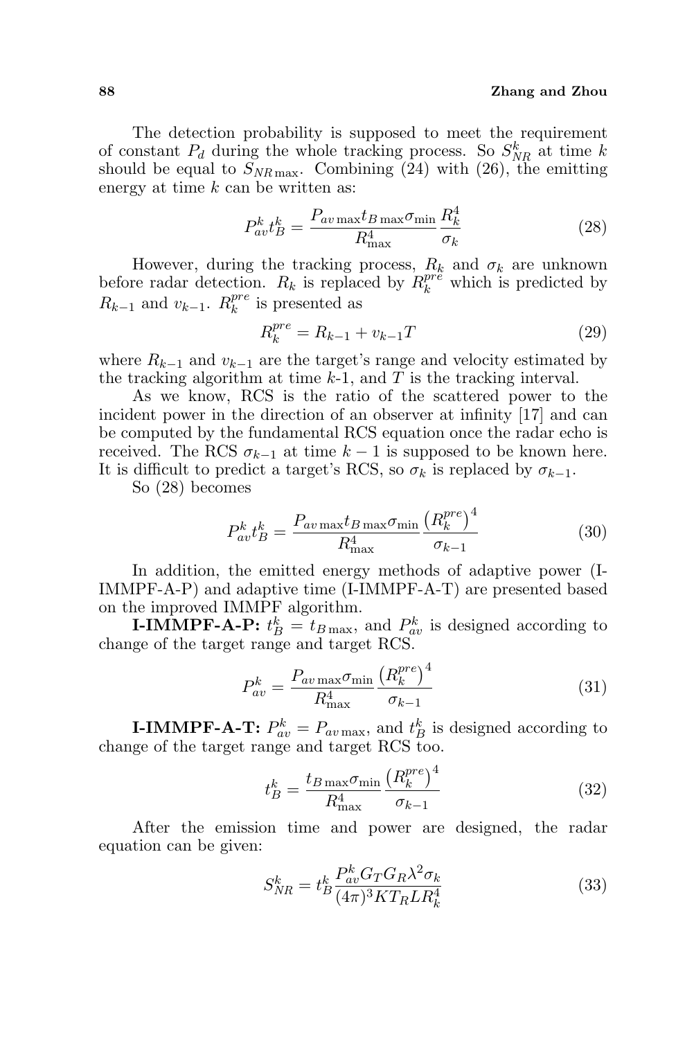The detection probability is supposed to meet the requirement of constant $P_d$ during the whole tracking process. So $S_{NR}^k$ at time $k$ should be equal to $S_{NR\max}$. Combining (24) with (26), the emitting energy at time $k$ can be written as:

$$P_{av}^k t_B^k = \frac{P_{av\max} t_{B\max} \sigma_{\min}}{R_{\max}^4} \frac{R_k^4}{\sigma_k} \tag{28}$$

However, during the tracking process, $R_k$ and $\sigma_k$ are unknown before radar detection. $R_k$ is replaced by $R_k^{pre}$ which is predicted by $R_{k-1}$ and $v_{k-1}$. $R_k^{pre}$ is presented as

$$R_k^{pre} = R_{k-1} + v_{k-1} T \tag{29}$$

where $R_{k-1}$ and $v_{k-1}$ are the target's range and velocity estimated by the tracking algorithm at time $k$-1, and $T$ is the tracking interval.

As we know, RCS is the ratio of the scattered power to the incident power in the direction of an observer at infinity [17] and can be computed by the fundamental RCS equation once the radar echo is received. The RCS $\sigma_{k-1}$ at time $k-1$ is supposed to be known here. It is difficult to predict a target's RCS, so $\sigma_k$ is replaced by $\sigma_{k-1}$.

So (28) becomes

$$P_{av}^k t_B^k = \frac{P_{av\max} t_{B\max} \sigma_{\min}}{R_{\max}^4} \frac{\left(R_k^{pre}\right)^4}{\sigma_{k-1}} \tag{30}$$

In addition, the emitted energy methods of adaptive power (I-IMMPF-A-P) and adaptive time (I-IMMPF-A-T) are presented based on the improved IMMPF algorithm.

**I-IMMPF-A-P:** $t_B^k = t_{B\max}$, and $P_{av}^k$ is designed according to change of the target range and target RCS.

$$P_{av}^k = \frac{P_{av\max} \sigma_{\min}}{R_{\max}^4} \frac{\left(R_k^{pre}\right)^4}{\sigma_{k-1}} \tag{31}$$

**I-IMMPF-A-T:** $P_{av}^k = P_{av\max}$, and $t_B^k$ is designed according to change of the target range and target RCS too.

$$t_B^k = \frac{t_{B\max} \sigma_{\min}}{R_{\max}^4} \frac{\left(R_k^{pre}\right)^4}{\sigma_{k-1}} \tag{32}$$

After the emission time and power are designed, the radar equation can be given:

$$S_{NR}^k = t_B^k \frac{P_{av}^k G_T G_R \lambda^2 \sigma_k}{(4\pi)^3 K T_R L R_k^4} \tag{33}$$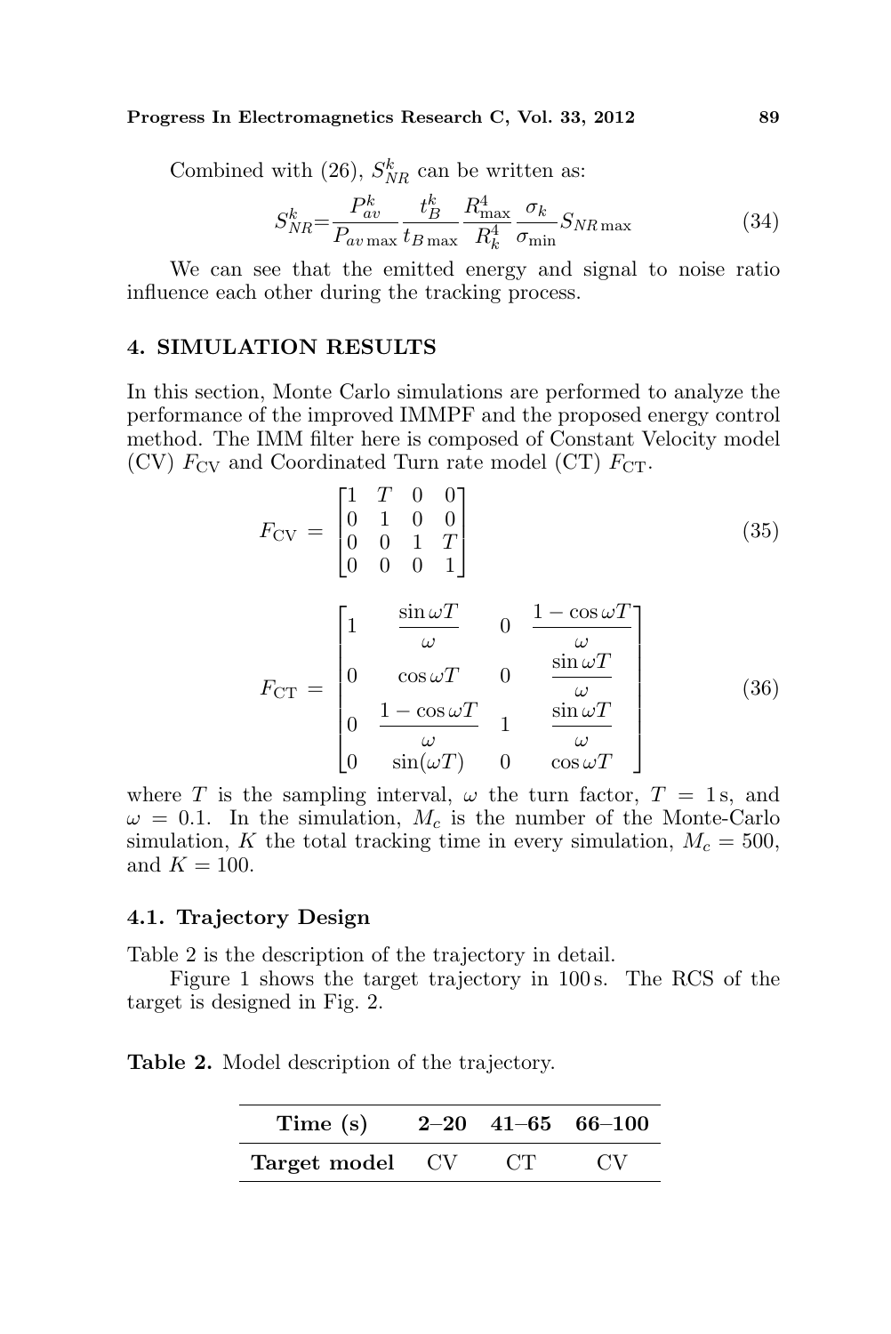Combined with (26), $S_{NR}^k$ can be written as:

$$S_{NR}^k = \frac{P_{av}^k}{P_{av\max}} \frac{t_B^k}{t_{B\max}} \frac{R_{\max}^4}{R_k^4} \frac{\sigma_k}{\sigma_{\min}} S_{NR\max} \tag{34}$$

We can see that the emitted energy and signal to noise ratio influence each other during the tracking process.

## 4. SIMULATION RESULTS

In this section, Monte Carlo simulations are performed to analyze the performance of the improved IMMPF and the proposed energy control method. The IMM filter here is composed of Constant Velocity model (CV) $F_{\text{CV}}$ and Coordinated Turn rate model (CT) $F_{\text{CT}}$.

$$F_{\text{CV}} = \begin{bmatrix} 1 & T & 0 & 0 \\ 0 & 1 & 0 & 0 \\ 0 & 0 & 1 & T \\ 0 & 0 & 0 & 1 \end{bmatrix} \tag{35}$$

$$F_{\text{CT}} = \begin{bmatrix} 1 & \dfrac{\sin\omega T}{\omega} & 0 & \dfrac{1-\cos\omega T}{\omega} \\ 0 & \cos\omega T & 0 & \dfrac{\sin\omega T}{\omega} \\ 0 & \dfrac{1-\cos\omega T}{\omega} & 1 & \dfrac{\sin\omega T}{\omega} \\ 0 & \sin(\omega T) & 0 & \cos\omega T \end{bmatrix} \tag{36}$$

where $T$ is the sampling interval, $\omega$ the turn factor, $T = 1\,\text{s}$, and $\omega = 0.1$. In the simulation, $M_c$ is the number of the Monte-Carlo simulation, $K$ the total tracking time in every simulation, $M_c = 500$, and $K = 100$.

### 4.1. Trajectory Design

Table 2 is the description of the trajectory in detail.

Figure 1 shows the target trajectory in 100 s. The RCS of the target is designed in Fig. 2.

**Table 2.** Model description of the trajectory.

| **Time (s)** | **2–20** | **41–65** | **66–100** |
|---|---|---|---|
| **Target model** | CV | CT | CV |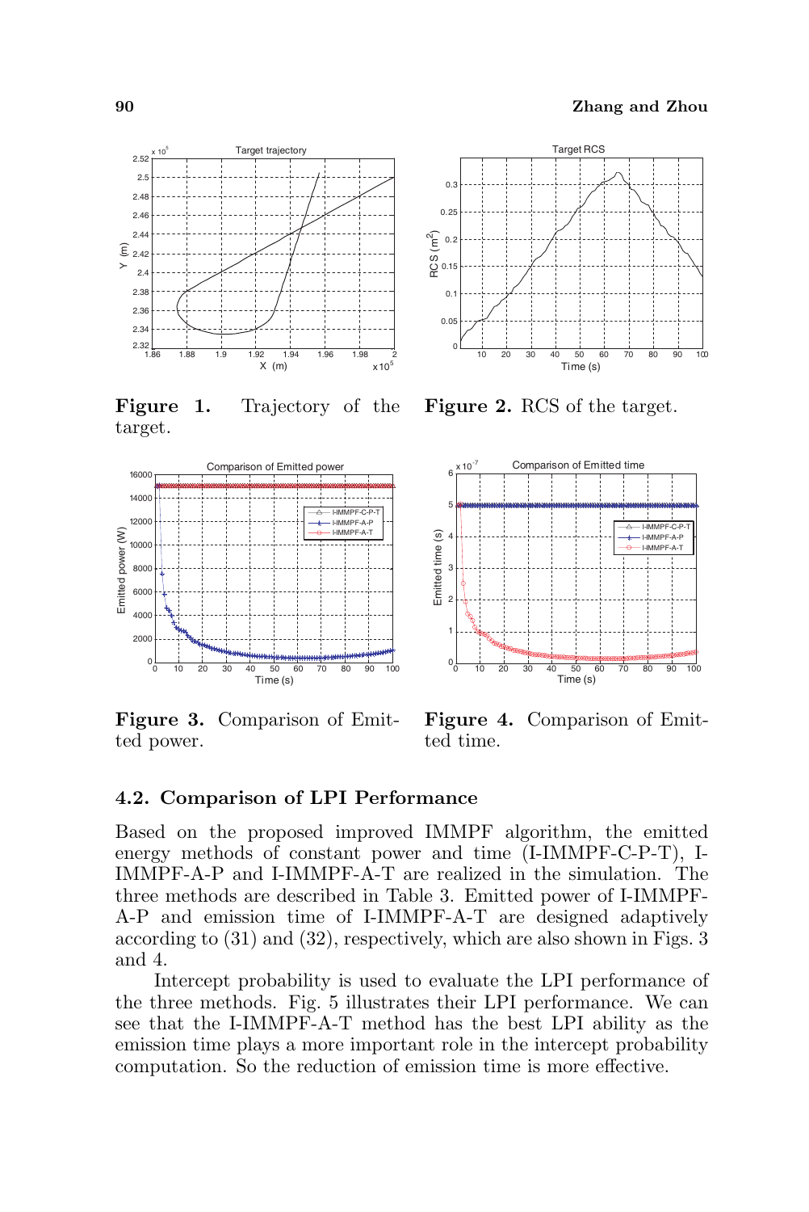**Figure 1.** Trajectory of the target.

**Figure 2.** RCS of the target.

**Figure 3.** Comparison of Emitted power.

**Figure 4.** Comparison of Emitted time.

### 4.2. Comparison of LPI Performance

Based on the proposed improved IMMPF algorithm, the emitted energy methods of constant power and time (I-IMMPF-C-P-T), I-IMMPF-A-P and I-IMMPF-A-T are realized in the simulation. The three methods are described in Table 3. Emitted power of I-IMMPF-A-P and emission time of I-IMMPF-A-T are designed adaptively according to (31) and (32), respectively, which are also shown in Figs. 3 and 4.

Intercept probability is used to evaluate the LPI performance of the three methods. Fig. 5 illustrates their LPI performance. We can see that the I-IMMPF-A-T method has the best LPI ability as the emission time plays a more important role in the intercept probability computation. So the reduction of emission time is more effective.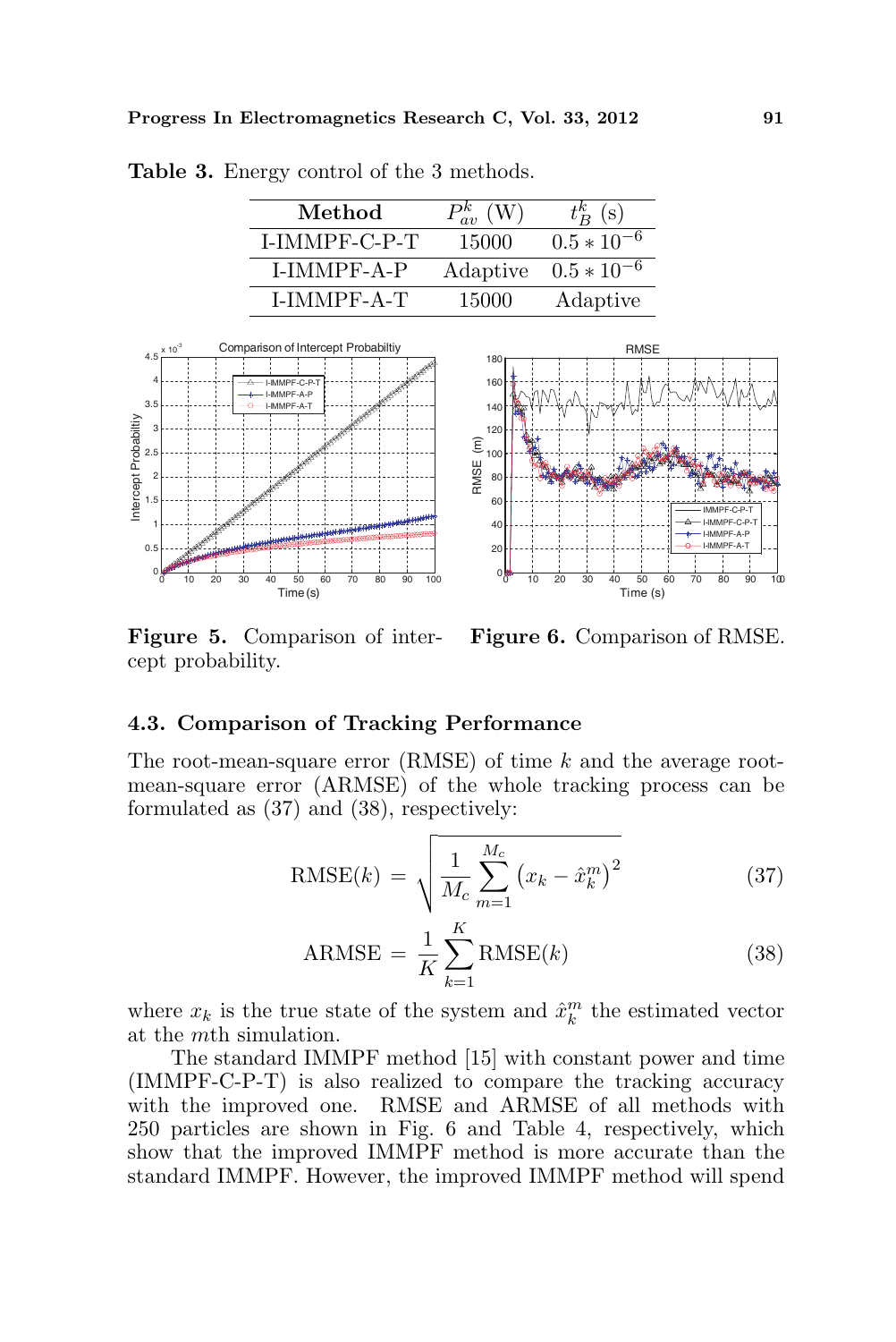**Table 3.** Energy control of the 3 methods.

| Method | $P_{av}^k$ (W) | $t_B^k$ (s) |
|---|---|---|
| I-IMMPF-C-P-T | 15000 | $0.5 * 10^{-6}$ |
| I-IMMPF-A-P | Adaptive | $0.5 * 10^{-6}$ |
| I-IMMPF-A-T | 15000 | Adaptive |

**Figure 5.** Comparison of intercept probability.

**Figure 6.** Comparison of RMSE.

### 4.3. Comparison of Tracking Performance

The root-mean-square error (RMSE) of time $k$ and the average root-mean-square error (ARMSE) of the whole tracking process can be formulated as (37) and (38), respectively:

$$\text{RMSE}(k) = \sqrt{\frac{1}{M_c}\sum_{m=1}^{M_c}\left(x_k - \hat{x}_k^m\right)^2} \tag{37}$$

$$\text{ARMSE} = \frac{1}{K}\sum_{k=1}^{K}\text{RMSE}(k) \tag{38}$$

where $x_k$ is the true state of the system and $\hat{x}_k^m$ the estimated vector at the $m$th simulation.

The standard IMMPF method [15] with constant power and time (IMMPF-C-P-T) is also realized to compare the tracking accuracy with the improved one. RMSE and ARMSE of all methods with 250 particles are shown in Fig. 6 and Table 4, respectively, which show that the improved IMMPF method is more accurate than the standard IMMPF. However, the improved IMMPF method will spend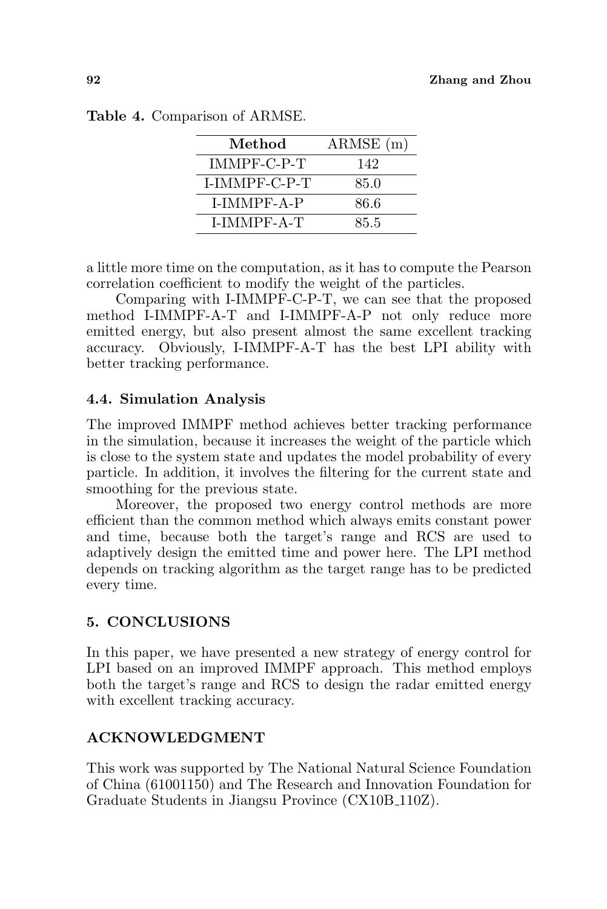**Table 4.** Comparison of ARMSE.

| Method | ARMSE (m) |
|---|---|
| IMMPF-C-P-T | 142 |
| I-IMMPF-C-P-T | 85.0 |
| I-IMMPF-A-P | 86.6 |
| I-IMMPF-A-T | 85.5 |

a little more time on the computation, as it has to compute the Pearson correlation coefficient to modify the weight of the particles.

Comparing with I-IMMPF-C-P-T, we can see that the proposed method I-IMMPF-A-T and I-IMMPF-A-P not only reduce more emitted energy, but also present almost the same excellent tracking accuracy. Obviously, I-IMMPF-A-T has the best LPI ability with better tracking performance.

### 4.4. Simulation Analysis

The improved IMMPF method achieves better tracking performance in the simulation, because it increases the weight of the particle which is close to the system state and updates the model probability of every particle. In addition, it involves the filtering for the current state and smoothing for the previous state.

Moreover, the proposed two energy control methods are more efficient than the common method which always emits constant power and time, because both the target's range and RCS are used to adaptively design the emitted time and power here. The LPI method depends on tracking algorithm as the target range has to be predicted every time.

## 5. CONCLUSIONS

In this paper, we have presented a new strategy of energy control for LPI based on an improved IMMPF approach. This method employs both the target's range and RCS to design the radar emitted energy with excellent tracking accuracy.

## ACKNOWLEDGMENT

This work was supported by The National Natural Science Foundation of China (61001150) and The Research and Innovation Foundation for Graduate Students in Jiangsu Province (CX10B_110Z).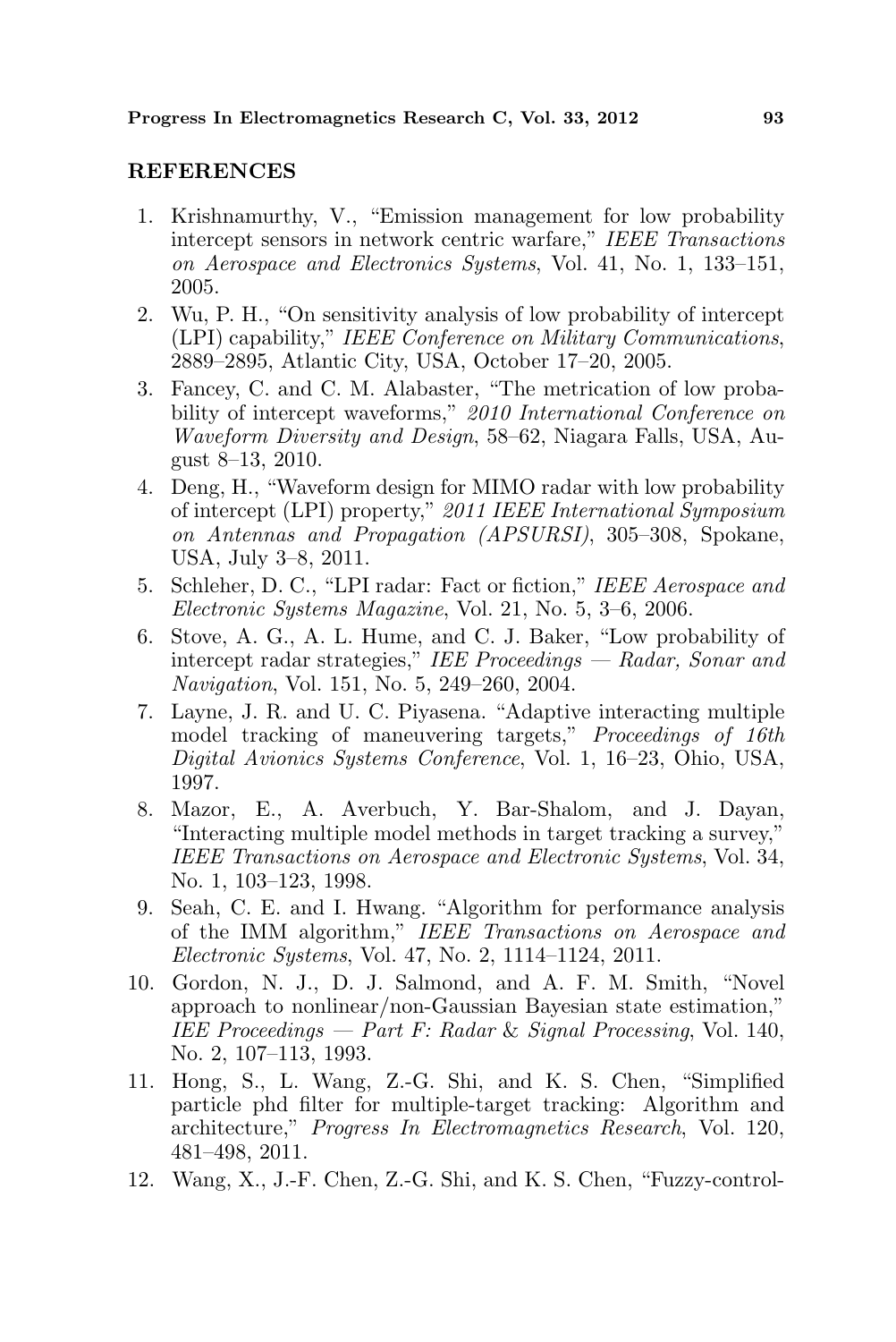## REFERENCES

1. Krishnamurthy, V., "Emission management for low probability intercept sensors in network centric warfare," *IEEE Transactions on Aerospace and Electronics Systems*, Vol. 41, No. 1, 133–151, 2005.
2. Wu, P. H., "On sensitivity analysis of low probability of intercept (LPI) capability," *IEEE Conference on Military Communications*, 2889–2895, Atlantic City, USA, October 17–20, 2005.
3. Fancey, C. and C. M. Alabaster, "The metrication of low probability of intercept waveforms," *2010 International Conference on Waveform Diversity and Design*, 58–62, Niagara Falls, USA, August 8–13, 2010.
4. Deng, H., "Waveform design for MIMO radar with low probability of intercept (LPI) property," *2011 IEEE International Symposium on Antennas and Propagation (APSURSI)*, 305–308, Spokane, USA, July 3–8, 2011.
5. Schleher, D. C., "LPI radar: Fact or fiction," *IEEE Aerospace and Electronic Systems Magazine*, Vol. 21, No. 5, 3–6, 2006.
6. Stove, A. G., A. L. Hume, and C. J. Baker, "Low probability of intercept radar strategies," *IEE Proceedings — Radar, Sonar and Navigation*, Vol. 151, No. 5, 249–260, 2004.
7. Layne, J. R. and U. C. Piyasena. "Adaptive interacting multiple model tracking of maneuvering targets," *Proceedings of 16th Digital Avionics Systems Conference*, Vol. 1, 16–23, Ohio, USA, 1997.
8. Mazor, E., A. Averbuch, Y. Bar-Shalom, and J. Dayan, "Interacting multiple model methods in target tracking a survey," *IEEE Transactions on Aerospace and Electronic Systems*, Vol. 34, No. 1, 103–123, 1998.
9. Seah, C. E. and I. Hwang. "Algorithm for performance analysis of the IMM algorithm," *IEEE Transactions on Aerospace and Electronic Systems*, Vol. 47, No. 2, 1114–1124, 2011.
10. Gordon, N. J., D. J. Salmond, and A. F. M. Smith, "Novel approach to nonlinear/non-Gaussian Bayesian state estimation," *IEE Proceedings — Part F: Radar* & *Signal Processing*, Vol. 140, No. 2, 107–113, 1993.
11. Hong, S., L. Wang, Z.-G. Shi, and K. S. Chen, "Simplified particle phd filter for multiple-target tracking: Algorithm and architecture," *Progress In Electromagnetics Research*, Vol. 120, 481–498, 2011.
12. Wang, X., J.-F. Chen, Z.-G. Shi, and K. S. Chen, "Fuzzy-control-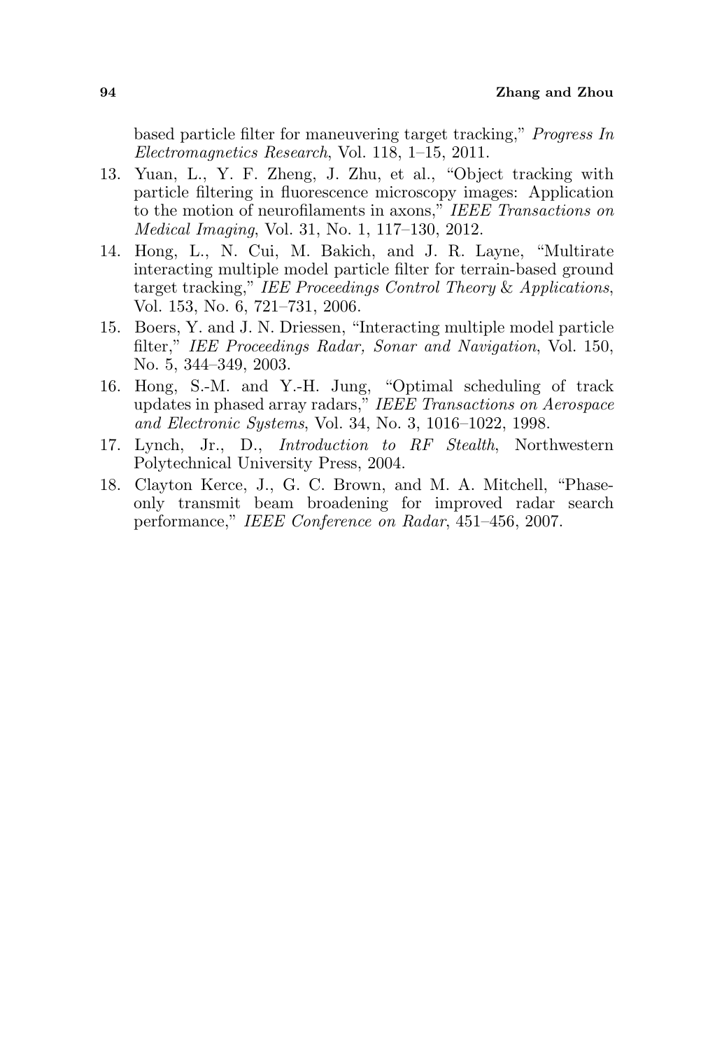based particle filter for maneuvering target tracking," *Progress In Electromagnetics Research*, Vol. 118, 1–15, 2011.

13. Yuan, L., Y. F. Zheng, J. Zhu, et al., "Object tracking with particle filtering in fluorescence microscopy images: Application to the motion of neurofilaments in axons," *IEEE Transactions on Medical Imaging*, Vol. 31, No. 1, 117–130, 2012.
14. Hong, L., N. Cui, M. Bakich, and J. R. Layne, "Multirate interacting multiple model particle filter for terrain-based ground target tracking," *IEE Proceedings Control Theory & Applications*, Vol. 153, No. 6, 721–731, 2006.
15. Boers, Y. and J. N. Driessen, "Interacting multiple model particle filter," *IEE Proceedings Radar, Sonar and Navigation*, Vol. 150, No. 5, 344–349, 2003.
16. Hong, S.-M. and Y.-H. Jung, "Optimal scheduling of track updates in phased array radars," *IEEE Transactions on Aerospace and Electronic Systems*, Vol. 34, No. 3, 1016–1022, 1998.
17. Lynch, Jr., D., *Introduction to RF Stealth*, Northwestern Polytechnical University Press, 2004.
18. Clayton Kerce, J., G. C. Brown, and M. A. Mitchell, "Phase-only transmit beam broadening for improved radar search performance," *IEEE Conference on Radar*, 451–456, 2007.